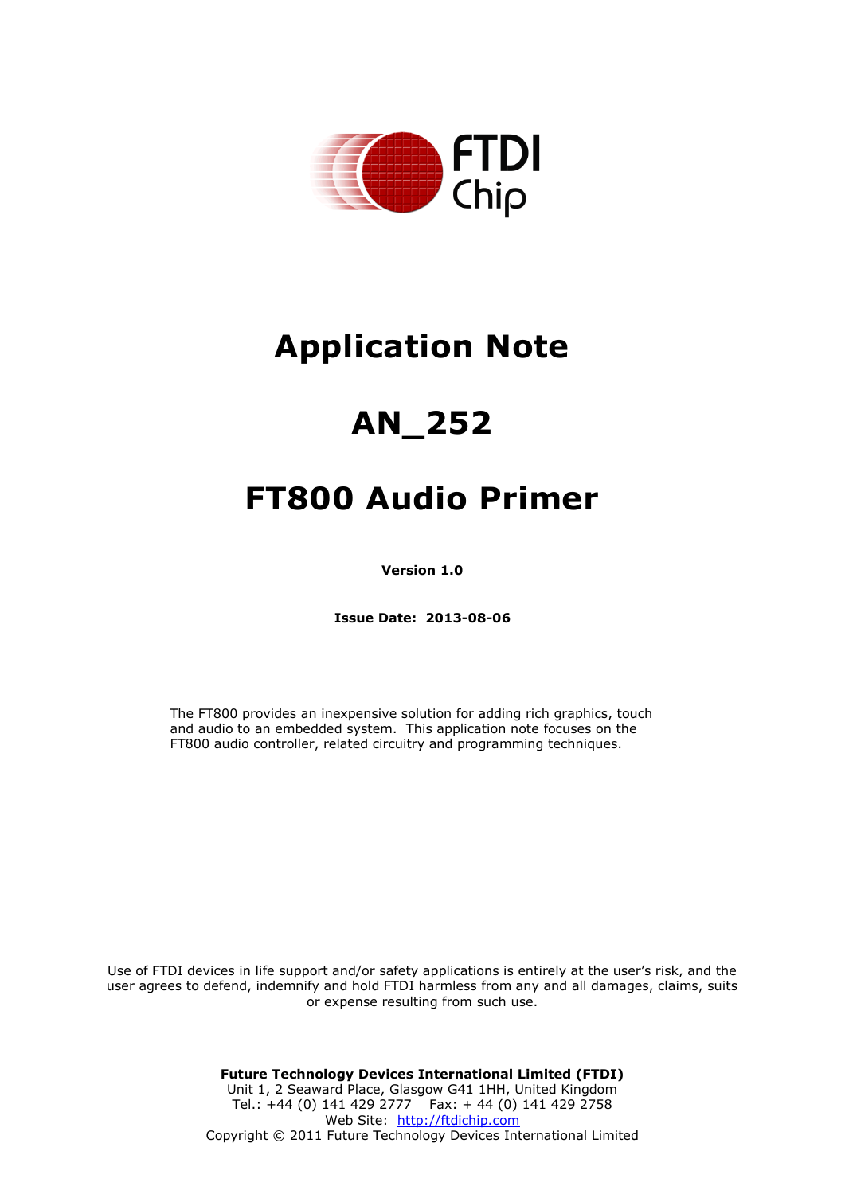# Application Note

# AN_252

# FT800 Audio Primer

**Version 1.0**

**Issue Date: 2013-08-06**

The FT800 provides an inexpensive solution for adding rich graphics, touch and audio to an embedded system. This application note focuses on the FT800 audio controller, related circuitry and programming techniques.

Use of FTDI devices in life support and/or safety applications is entirely at the user's risk, and the user agrees to defend, indemnify and hold FTDI harmless from any and all damages, claims, suits or expense resulting from such use.

**Future Technology Devices International Limited (FTDI)**
Unit 1, 2 Seaward Place, Glasgow G41 1HH, United Kingdom
Tel.: +44 (0) 141 429 2777 Fax: + 44 (0) 141 429 2758
Web Site: http://ftdichip.com
Copyright © 2011 Future Technology Devices International Limited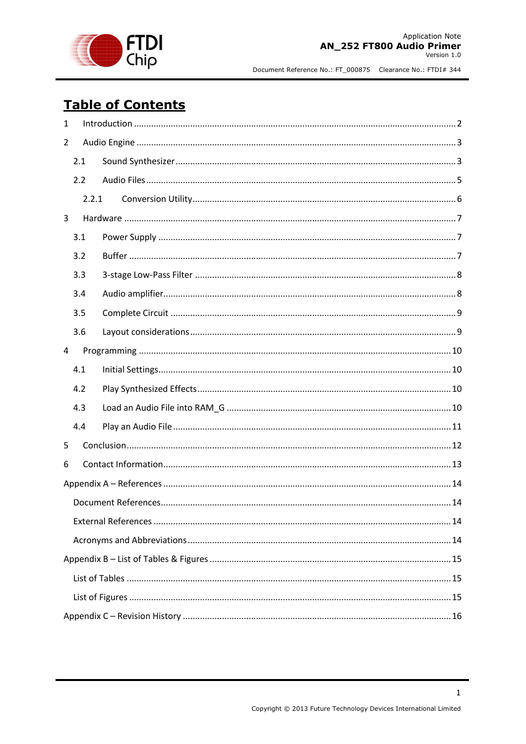# Table of Contents

1 Introduction .......... 2

2 Audio Engine .......... 3

2.1 Sound Synthesizer .......... 3

2.2 Audio Files .......... 5

2.2.1 Conversion Utility .......... 6

3 Hardware .......... 7

3.1 Power Supply .......... 7

3.2 Buffer .......... 7

3.3 3-stage Low-Pass Filter .......... 8

3.4 Audio amplifier .......... 8

3.5 Complete Circuit .......... 9

3.6 Layout considerations .......... 9

4 Programming .......... 10

4.1 Initial Settings .......... 10

4.2 Play Synthesized Effects .......... 10

4.3 Load an Audio File into RAM_G .......... 10

4.4 Play an Audio File .......... 11

5 Conclusion .......... 12

6 Contact Information .......... 13

Appendix A – References .......... 14

Document References .......... 14

External References .......... 14

Acronyms and Abbreviations .......... 14

Appendix B – List of Tables & Figures .......... 15

List of Tables .......... 15

List of Figures .......... 15

Appendix C – Revision History .......... 16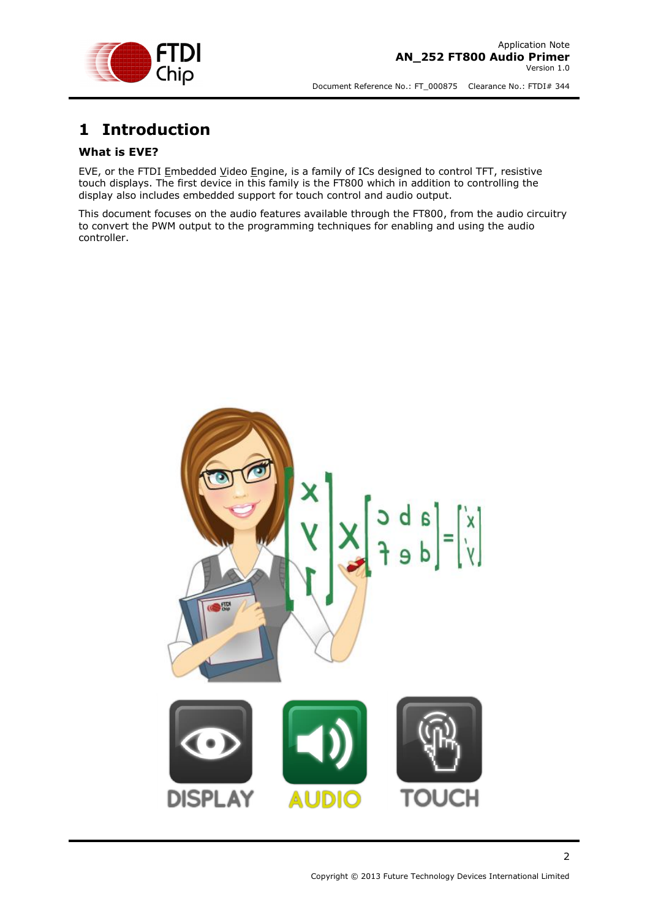# 1 Introduction

### What is EVE?

EVE, or the FTDI Embedded Video Engine, is a family of ICs designed to control TFT, resistive touch displays. The first device in this family is the FT800 which in addition to controlling the display also includes embedded support for touch control and audio output.

This document focuses on the audio features available through the FT800, from the audio circuitry to convert the PWM output to the programming techniques for enabling and using the audio controller.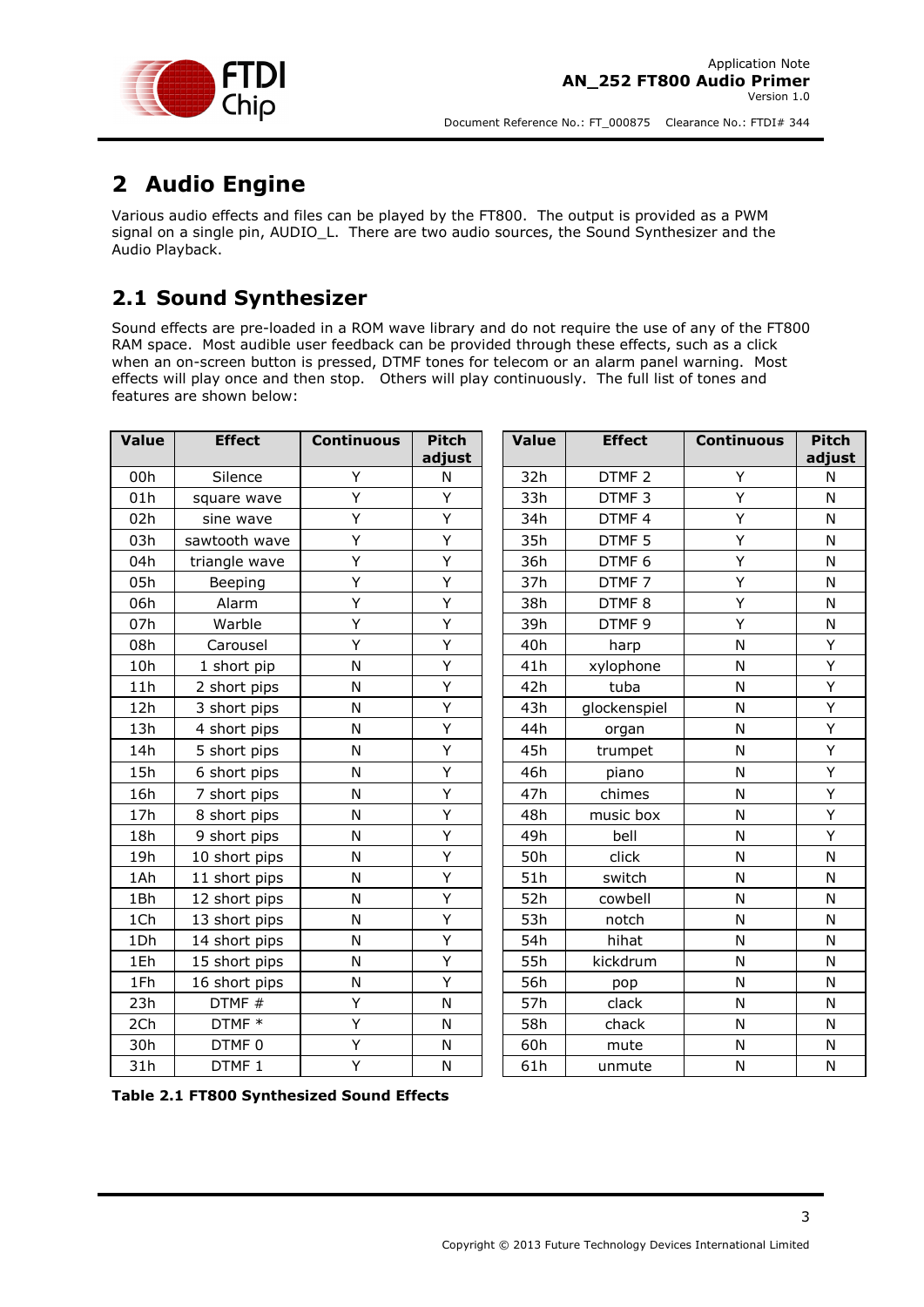# 2 Audio Engine

Various audio effects and files can be played by the FT800. The output is provided as a PWM signal on a single pin, AUDIO_L. There are two audio sources, the Sound Synthesizer and the Audio Playback.

## 2.1 Sound Synthesizer

Sound effects are pre-loaded in a ROM wave library and do not require the use of any of the FT800 RAM space. Most audible user feedback can be provided through these effects, such as a click when an on-screen button is pressed, DTMF tones for telecom or an alarm panel warning. Most effects will play once and then stop. Others will play continuously. The full list of tones and features are shown below:

| Value | Effect | Continuous | Pitch adjust |
|---|---|---|---|
| 00h | Silence | Y | N |
| 01h | square wave | Y | Y |
| 02h | sine wave | Y | Y |
| 03h | sawtooth wave | Y | Y |
| 04h | triangle wave | Y | Y |
| 05h | Beeping | Y | Y |
| 06h | Alarm | Y | Y |
| 07h | Warble | Y | Y |
| 08h | Carousel | Y | Y |
| 10h | 1 short pip | N | Y |
| 11h | 2 short pips | N | Y |
| 12h | 3 short pips | N | Y |
| 13h | 4 short pips | N | Y |
| 14h | 5 short pips | N | Y |
| 15h | 6 short pips | N | Y |
| 16h | 7 short pips | N | Y |
| 17h | 8 short pips | N | Y |
| 18h | 9 short pips | N | Y |
| 19h | 10 short pips | N | Y |
| 1Ah | 11 short pips | N | Y |
| 1Bh | 12 short pips | N | Y |
| 1Ch | 13 short pips | N | Y |
| 1Dh | 14 short pips | N | Y |
| 1Eh | 15 short pips | N | Y |
| 1Fh | 16 short pips | N | Y |
| 23h | DTMF # | Y | N |
| 2Ch | DTMF * | Y | N |
| 30h | DTMF 0 | Y | N |
| 31h | DTMF 1 | Y | N |
| 32h | DTMF 2 | Y | N |
| 33h | DTMF 3 | Y | N |
| 34h | DTMF 4 | Y | N |
| 35h | DTMF 5 | Y | N |
| 36h | DTMF 6 | Y | N |
| 37h | DTMF 7 | Y | N |
| 38h | DTMF 8 | Y | N |
| 39h | DTMF 9 | Y | N |
| 40h | harp | N | Y |
| 41h | xylophone | N | Y |
| 42h | tuba | N | Y |
| 43h | glockenspiel | N | Y |
| 44h | organ | N | Y |
| 45h | trumpet | N | Y |
| 46h | piano | N | Y |
| 47h | chimes | N | Y |
| 48h | music box | N | Y |
| 49h | bell | N | Y |
| 50h | click | N | N |
| 51h | switch | N | N |
| 52h | cowbell | N | N |
| 53h | notch | N | N |
| 54h | hihat | N | N |
| 55h | kickdrum | N | N |
| 56h | pop | N | N |
| 57h | clack | N | N |
| 58h | chack | N | N |
| 60h | mute | N | N |
| 61h | unmute | N | N |

**Table 2.1 FT800 Synthesized Sound Effects**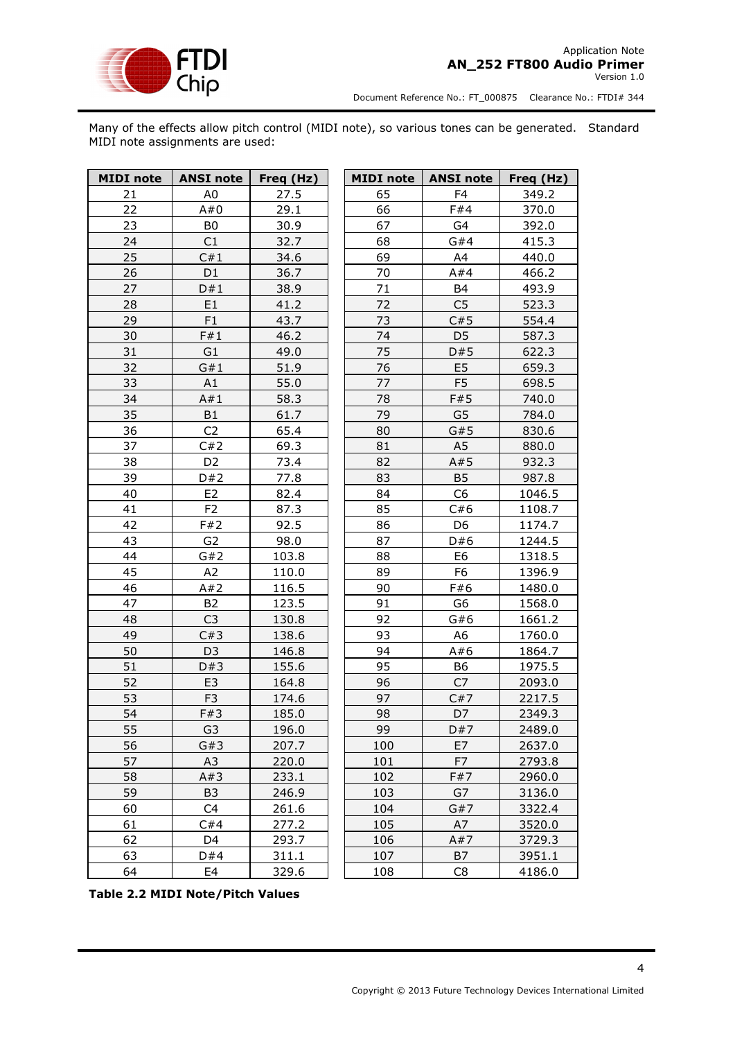Many of the effects allow pitch control (MIDI note), so various tones can be generated. Standard MIDI note assignments are used:

| MIDI note | ANSI note | Freq (Hz) | MIDI note | ANSI note | Freq (Hz) |
|---|---|---|---|---|---|
| 21 | A0 | 27.5 | 65 | F4 | 349.2 |
| 22 | A#0 | 29.1 | 66 | F#4 | 370.0 |
| 23 | B0 | 30.9 | 67 | G4 | 392.0 |
| 24 | C1 | 32.7 | 68 | G#4 | 415.3 |
| 25 | C#1 | 34.6 | 69 | A4 | 440.0 |
| 26 | D1 | 36.7 | 70 | A#4 | 466.2 |
| 27 | D#1 | 38.9 | 71 | B4 | 493.9 |
| 28 | E1 | 41.2 | 72 | C5 | 523.3 |
| 29 | F1 | 43.7 | 73 | C#5 | 554.4 |
| 30 | F#1 | 46.2 | 74 | D5 | 587.3 |
| 31 | G1 | 49.0 | 75 | D#5 | 622.3 |
| 32 | G#1 | 51.9 | 76 | E5 | 659.3 |
| 33 | A1 | 55.0 | 77 | F5 | 698.5 |
| 34 | A#1 | 58.3 | 78 | F#5 | 740.0 |
| 35 | B1 | 61.7 | 79 | G5 | 784.0 |
| 36 | C2 | 65.4 | 80 | G#5 | 830.6 |
| 37 | C#2 | 69.3 | 81 | A5 | 880.0 |
| 38 | D2 | 73.4 | 82 | A#5 | 932.3 |
| 39 | D#2 | 77.8 | 83 | B5 | 987.8 |
| 40 | E2 | 82.4 | 84 | C6 | 1046.5 |
| 41 | F2 | 87.3 | 85 | C#6 | 1108.7 |
| 42 | F#2 | 92.5 | 86 | D6 | 1174.7 |
| 43 | G2 | 98.0 | 87 | D#6 | 1244.5 |
| 44 | G#2 | 103.8 | 88 | E6 | 1318.5 |
| 45 | A2 | 110.0 | 89 | F6 | 1396.9 |
| 46 | A#2 | 116.5 | 90 | F#6 | 1480.0 |
| 47 | B2 | 123.5 | 91 | G6 | 1568.0 |
| 48 | C3 | 130.8 | 92 | G#6 | 1661.2 |
| 49 | C#3 | 138.6 | 93 | A6 | 1760.0 |
| 50 | D3 | 146.8 | 94 | A#6 | 1864.7 |
| 51 | D#3 | 155.6 | 95 | B6 | 1975.5 |
| 52 | E3 | 164.8 | 96 | C7 | 2093.0 |
| 53 | F3 | 174.6 | 97 | C#7 | 2217.5 |
| 54 | F#3 | 185.0 | 98 | D7 | 2349.3 |
| 55 | G3 | 196.0 | 99 | D#7 | 2489.0 |
| 56 | G#3 | 207.7 | 100 | E7 | 2637.0 |
| 57 | A3 | 220.0 | 101 | F7 | 2793.8 |
| 58 | A#3 | 233.1 | 102 | F#7 | 2960.0 |
| 59 | B3 | 246.9 | 103 | G7 | 3136.0 |
| 60 | C4 | 261.6 | 104 | G#7 | 3322.4 |
| 61 | C#4 | 277.2 | 105 | A7 | 3520.0 |
| 62 | D4 | 293.7 | 106 | A#7 | 3729.3 |
| 63 | D#4 | 311.1 | 107 | B7 | 3951.1 |
| 64 | E4 | 329.6 | 108 | C8 | 4186.0 |

**Table 2.2 MIDI Note/Pitch Values**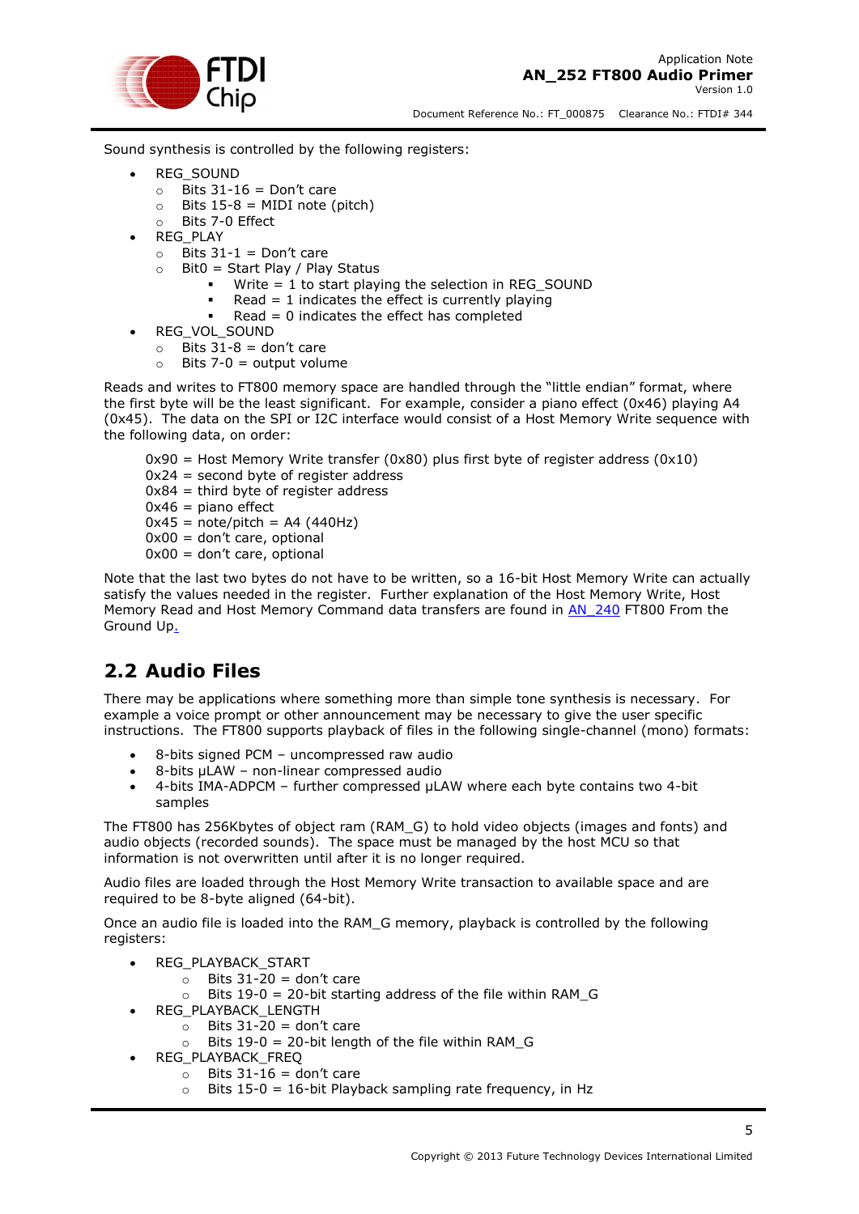Sound synthesis is controlled by the following registers:

- REG_SOUND
  - Bits 31-16 = Don't care
  - Bits 15-8 = MIDI note (pitch)
  - Bits 7-0 Effect
- REG_PLAY
  - Bits 31-1 = Don't care
  - Bit0 = Start Play / Play Status
    - Write = 1 to start playing the selection in REG_SOUND
    - Read = 1 indicates the effect is currently playing
    - Read = 0 indicates the effect has completed
- REG_VOL_SOUND
  - Bits 31-8 = don't care
  - Bits 7-0 = output volume

Reads and writes to FT800 memory space are handled through the "little endian" format, where the first byte will be the least significant. For example, consider a piano effect (0x46) playing A4 (0x45). The data on the SPI or I2C interface would consist of a Host Memory Write sequence with the following data, on order:

0x90 = Host Memory Write transfer (0x80) plus first byte of register address (0x10)
0x24 = second byte of register address
0x84 = third byte of register address
0x46 = piano effect
0x45 = note/pitch = A4 (440Hz)
0x00 = don't care, optional
0x00 = don't care, optional

Note that the last two bytes do not have to be written, so a 16-bit Host Memory Write can actually satisfy the values needed in the register. Further explanation of the Host Memory Write, Host Memory Read and Host Memory Command data transfers are found in AN_240 FT800 From the Ground Up.

## 2.2 Audio Files

There may be applications where something more than simple tone synthesis is necessary. For example a voice prompt or other announcement may be necessary to give the user specific instructions. The FT800 supports playback of files in the following single-channel (mono) formats:

- 8-bits signed PCM – uncompressed raw audio
- 8-bits µLAW – non-linear compressed audio
- 4-bits IMA-ADPCM – further compressed µLAW where each byte contains two 4-bit samples

The FT800 has 256Kbytes of object ram (RAM_G) to hold video objects (images and fonts) and audio objects (recorded sounds). The space must be managed by the host MCU so that information is not overwritten until after it is no longer required.

Audio files are loaded through the Host Memory Write transaction to available space and are required to be 8-byte aligned (64-bit).

Once an audio file is loaded into the RAM_G memory, playback is controlled by the following registers:

- REG_PLAYBACK_START
  - Bits 31-20 = don't care
  - Bits 19-0 = 20-bit starting address of the file within RAM_G
- REG_PLAYBACK_LENGTH
  - Bits 31-20 = don't care
  - Bits 19-0 = 20-bit length of the file within RAM_G
- REG_PLAYBACK_FREQ
  - Bits 31-16 = don't care
  - Bits 15-0 = 16-bit Playback sampling rate frequency, in Hz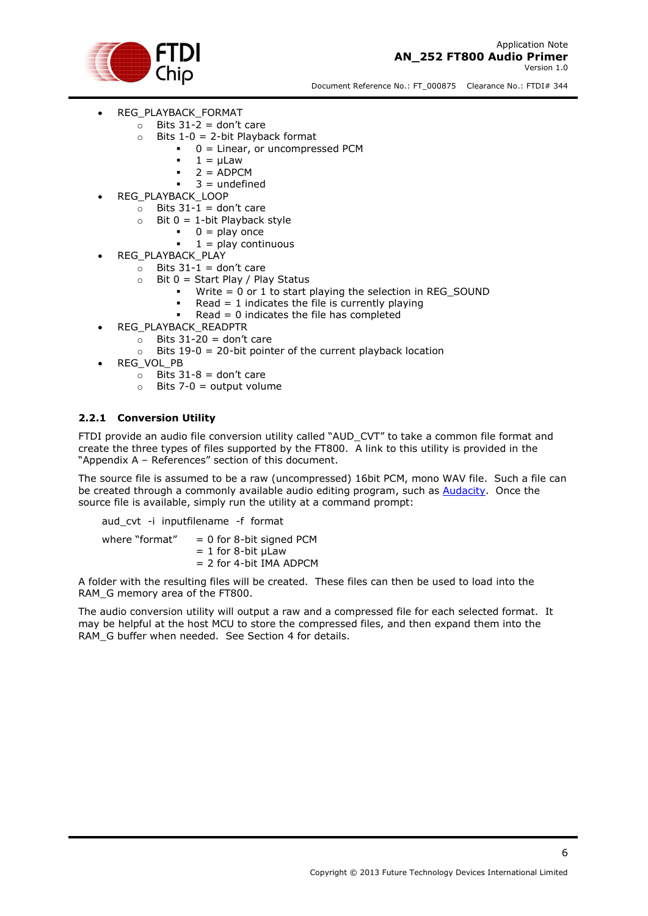- REG_PLAYBACK_FORMAT
  - Bits 31-2 = don't care
  - Bits 1-0 = 2-bit Playback format
    - 0 = Linear, or uncompressed PCM
    - 1 = µLaw
    - 2 = ADPCM
    - 3 = undefined
- REG_PLAYBACK_LOOP
  - Bits 31-1 = don't care
  - Bit 0 = 1-bit Playback style
    - 0 = play once
    - 1 = play continuous
- REG_PLAYBACK_PLAY
  - Bits 31-1 = don't care
  - Bit 0 = Start Play / Play Status
    - Write = 0 or 1 to start playing the selection in REG_SOUND
    - Read = 1 indicates the file is currently playing
    - Read = 0 indicates the file has completed
- REG_PLAYBACK_READPTR
  - Bits 31-20 = don't care
  - Bits 19-0 = 20-bit pointer of the current playback location
- REG_VOL_PB
  - Bits 31-8 = don't care
  - Bits 7-0 = output volume

### 2.2.1 Conversion Utility

FTDI provide an audio file conversion utility called "AUD_CVT" to take a common file format and create the three types of files supported by the FT800. A link to this utility is provided in the "Appendix A – References" section of this document.

The source file is assumed to be a raw (uncompressed) 16bit PCM, mono WAV file. Such a file can be created through a commonly available audio editing program, such as Audacity. Once the source file is available, simply run the utility at a command prompt:

```
aud_cvt -i inputfilename -f format
```

where "format" = 0 for 8-bit signed PCM
= 1 for 8-bit µLaw
= 2 for 4-bit IMA ADPCM

A folder with the resulting files will be created. These files can then be used to load into the RAM_G memory area of the FT800.

The audio conversion utility will output a raw and a compressed file for each selected format. It may be helpful at the host MCU to store the compressed files, and then expand them into the RAM_G buffer when needed. See Section 4 for details.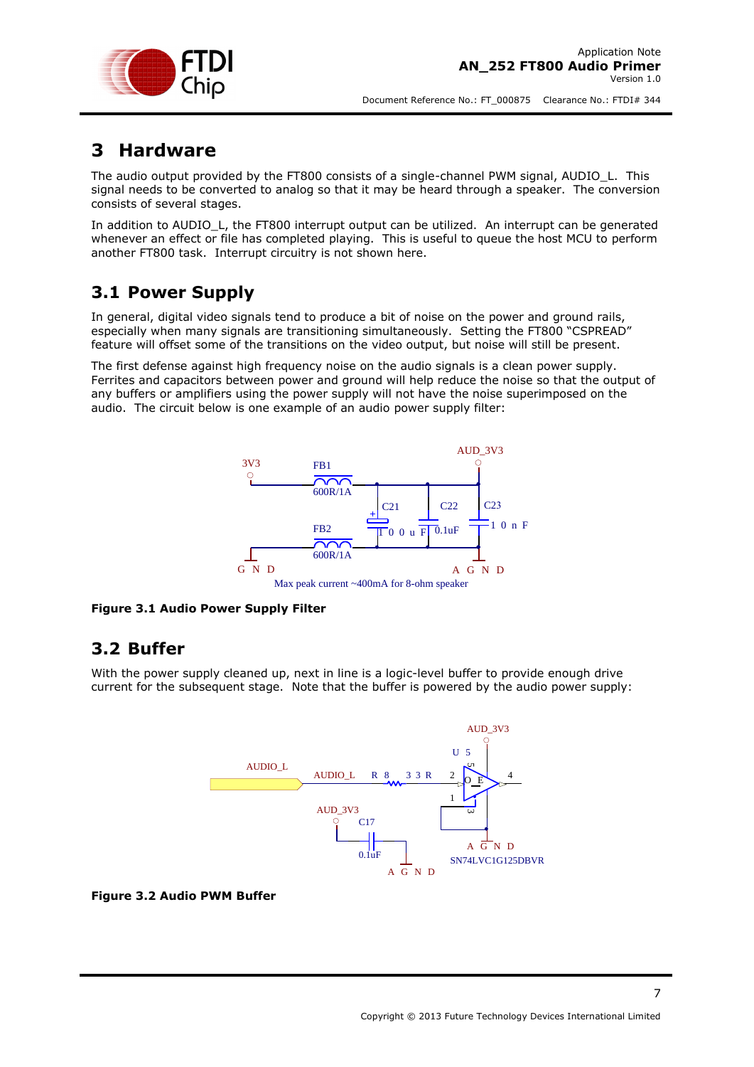# 3 Hardware

The audio output provided by the FT800 consists of a single-channel PWM signal, AUDIO_L. This signal needs to be converted to analog so that it may be heard through a speaker. The conversion consists of several stages.

In addition to AUDIO_L, the FT800 interrupt output can be utilized. An interrupt can be generated whenever an effect or file has completed playing. This is useful to queue the host MCU to perform another FT800 task. Interrupt circuitry is not shown here.

## 3.1 Power Supply

In general, digital video signals tend to produce a bit of noise on the power and ground rails, especially when many signals are transitioning simultaneously. Setting the FT800 "CSPREAD" feature will offset some of the transitions on the video output, but noise will still be present.

The first defense against high frequency noise on the audio signals is a clean power supply. Ferrites and capacitors between power and ground will help reduce the noise so that the output of any buffers or amplifiers using the power supply will not have the noise superimposed on the audio. The circuit below is one example of an audio power supply filter:

**Figure 3.1 Audio Power Supply Filter**

## 3.2 Buffer

With the power supply cleaned up, next in line is a logic-level buffer to provide enough drive current for the subsequent stage. Note that the buffer is powered by the audio power supply:

**Figure 3.2 Audio PWM Buffer**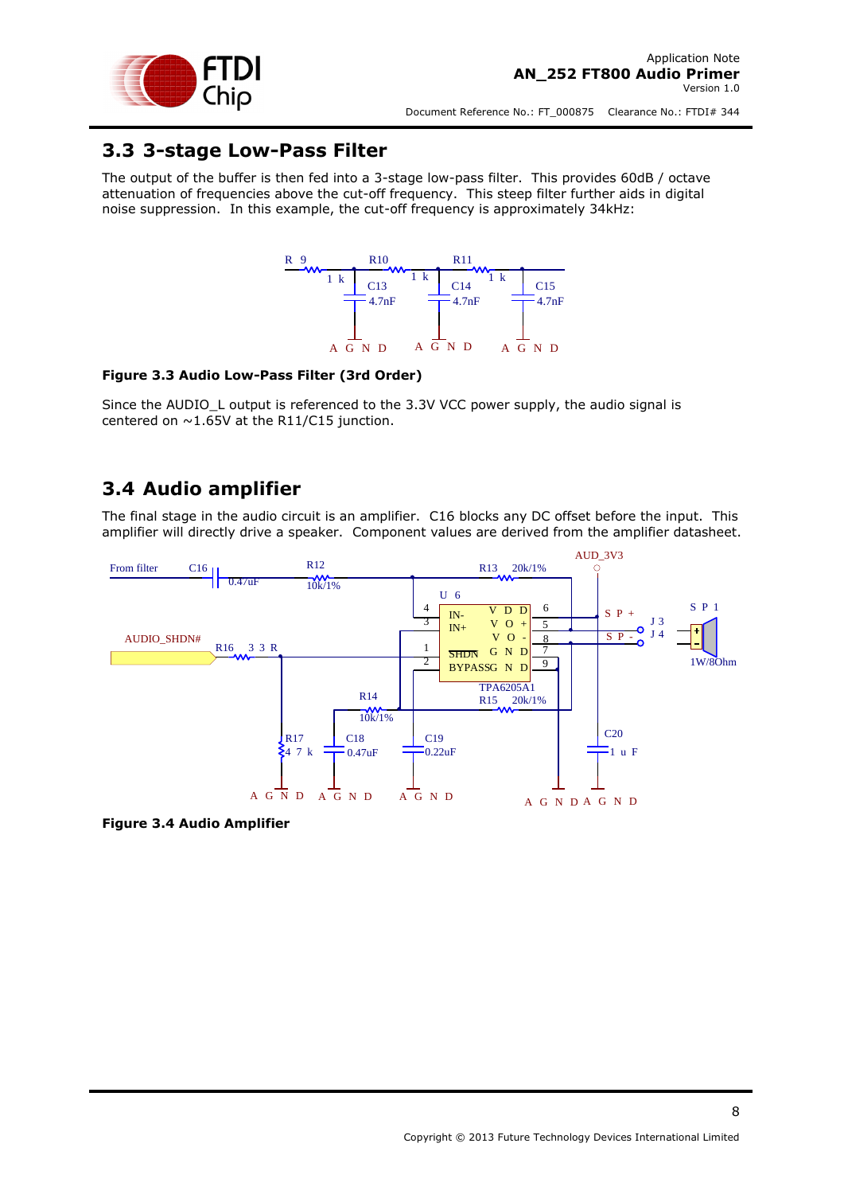## 3.3 3-stage Low-Pass Filter

The output of the buffer is then fed into a 3-stage low-pass filter. This provides 60dB / octave attenuation of frequencies above the cut-off frequency. This steep filter further aids in digital noise suppression. In this example, the cut-off frequency is approximately 34kHz:

**Figure 3.3 Audio Low-Pass Filter (3rd Order)**

Since the AUDIO_L output is referenced to the 3.3V VCC power supply, the audio signal is centered on ~1.65V at the R11/C15 junction.

## 3.4 Audio amplifier

The final stage in the audio circuit is an amplifier. C16 blocks any DC offset before the input. This amplifier will directly drive a speaker. Component values are derived from the amplifier datasheet.

**Figure 3.4 Audio Amplifier**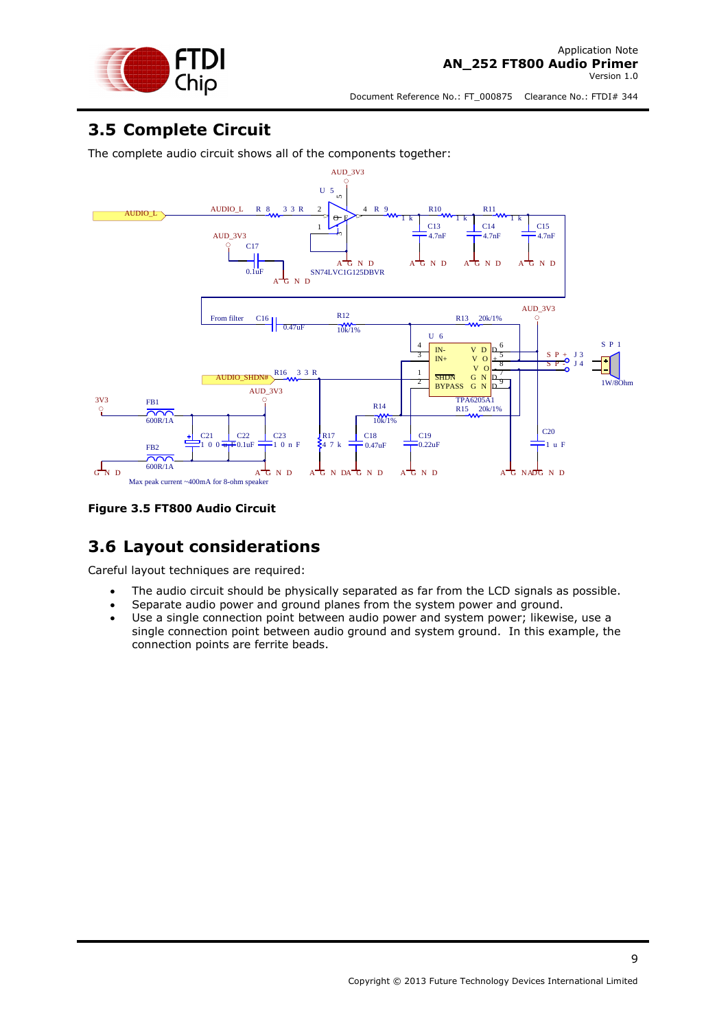## 3.5 Complete Circuit

The complete audio circuit shows all of the components together:

**Figure 3.5 FT800 Audio Circuit**

## 3.6 Layout considerations

Careful layout techniques are required:

- The audio circuit should be physically separated as far from the LCD signals as possible.
- Separate audio power and ground planes from the system power and ground.
- Use a single connection point between audio power and system power; likewise, use a single connection point between audio ground and system ground. In this example, the connection points are ferrite beads.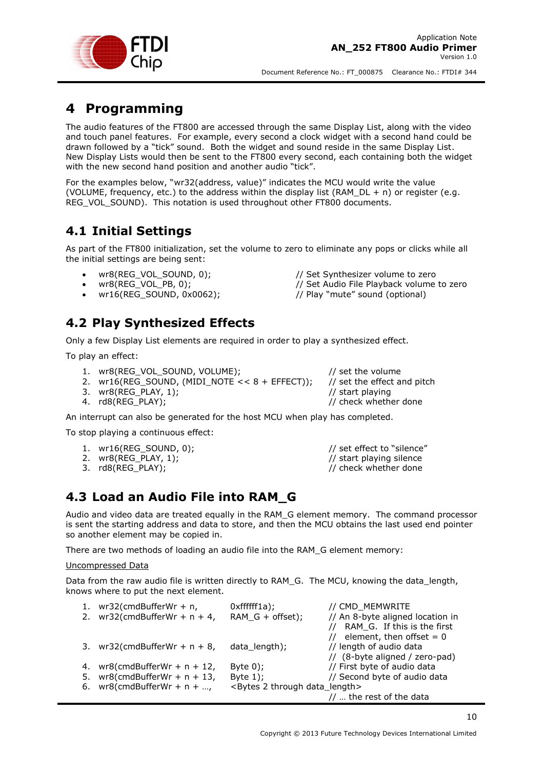# 4 Programming

The audio features of the FT800 are accessed through the same Display List, along with the video and touch panel features. For example, every second a clock widget with a second hand could be drawn followed by a "tick" sound. Both the widget and sound reside in the same Display List. New Display Lists would then be sent to the FT800 every second, each containing both the widget with the new second hand position and another audio "tick".

For the examples below, "wr32(address, value)" indicates the MCU would write the value (VOLUME, frequency, etc.) to the address within the display list (RAM_DL + n) or register (e.g. REG_VOL_SOUND). This notation is used throughout other FT800 documents.

## 4.1 Initial Settings

As part of the FT800 initialization, set the volume to zero to eliminate any pops or clicks while all the initial settings are being sent:

- wr8(REG_VOL_SOUND, 0); // Set Synthesizer volume to zero
- wr8(REG_VOL_PB, 0); // Set Audio File Playback volume to zero
- wr16(REG_SOUND, 0x0062); // Play "mute" sound (optional)

## 4.2 Play Synthesized Effects

Only a few Display List elements are required in order to play a synthesized effect.

To play an effect:

1. wr8(REG_VOL_SOUND, VOLUME); // set the volume
2. wr16(REG_SOUND, (MIDI_NOTE << 8 + EFFECT)); // set the effect and pitch
3. wr8(REG_PLAY, 1); // start playing
4. rd8(REG_PLAY); // check whether done

An interrupt can also be generated for the host MCU when play has completed.

To stop playing a continuous effect:

1. wr16(REG_SOUND, 0); // set effect to "silence"
2. wr8(REG_PLAY, 1); // start playing silence
3. rd8(REG_PLAY); // check whether done

## 4.3 Load an Audio File into RAM_G

Audio and video data are treated equally in the RAM_G element memory. The command processor is sent the starting address and data to store, and then the MCU obtains the last used end pointer so another element may be copied in.

There are two methods of loading an audio file into the RAM_G element memory:

Uncompressed Data

Data from the raw audio file is written directly to RAM_G. The MCU, knowing the data_length, knows where to put the next element.

1. wr32(cmdBufferWr + n, 0xffffff1a); // CMD_MEMWRITE
2. wr32(cmdBufferWr + n + 4, RAM_G + offset); // An 8-byte aligned location in // RAM_G. If this is the first // element, then offset = 0
3. wr32(cmdBufferWr + n + 8, data_length); // length of audio data // (8-byte aligned / zero-pad)
4. wr8(cmdBufferWr + n + 12, Byte 0); // First byte of audio data
5. wr8(cmdBufferWr + n + 13, Byte 1); // Second byte of audio data
6. wr8(cmdBufferWr + n + …, <Bytes 2 through data_length> // … the rest of the data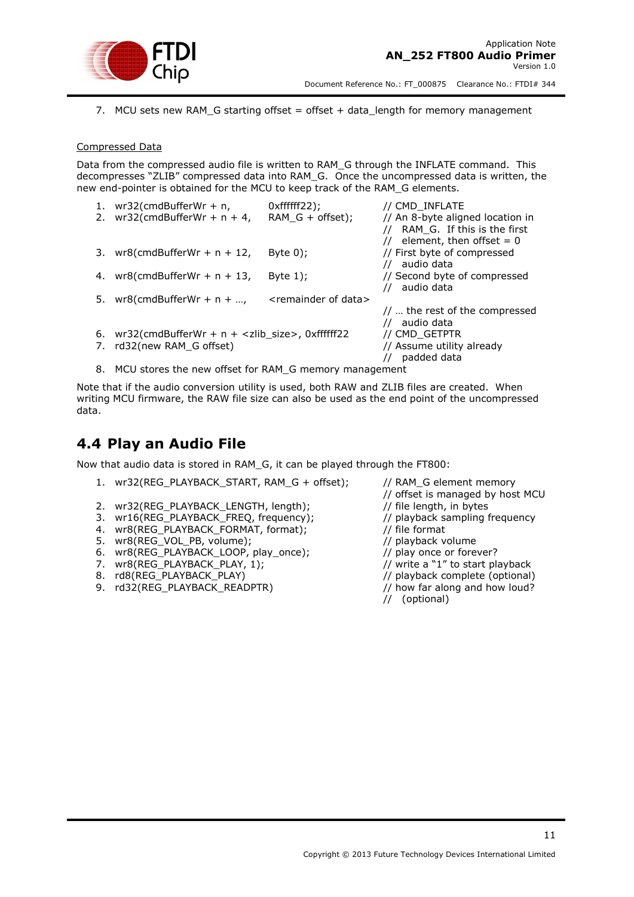7. MCU sets new RAM_G starting offset = offset + data_length for memory management

Compressed Data

Data from the compressed audio file is written to RAM_G through the INFLATE command. This decompresses "ZLIB" compressed data into RAM_G. Once the uncompressed data is written, the new end-pointer is obtained for the MCU to keep track of the RAM_G elements.

```
1. wr32(cmdBufferWr + n,        0xffffff22);        // CMD_INFLATE
2. wr32(cmdBufferWr + n + 4,    RAM_G + offset);    // An 8-byte aligned location in
                                                    //   RAM_G.  If this is the first
                                                    //   element, then offset = 0
3. wr8(cmdBufferWr + n + 12,    Byte 0);            // First byte of compressed
                                                    //   audio data
4. wr8(cmdBufferWr + n + 13,    Byte 1);            // Second byte of compressed
                                                    //   audio data
5. wr8(cmdBufferWr + n + …,     <remainder of data>
                                                    // … the rest of the compressed
                                                    //   audio data
6. wr32(cmdBufferWr + n + <zlib_size>, 0xffffff22   // CMD_GETPTR
7. rd32(new RAM_G offset)                           // Assume utility already
                                                    //   padded data
```

8. MCU stores the new offset for RAM_G memory management

Note that if the audio conversion utility is used, both RAW and ZLIB files are created. When writing MCU firmware, the RAW file size can also be used as the end point of the uncompressed data.

## 4.4 Play an Audio File

Now that audio data is stored in RAM_G, it can be played through the FT800:

```
1. wr32(REG_PLAYBACK_START, RAM_G + offset);     // RAM_G element memory
                                                 // offset is managed by host MCU
2. wr32(REG_PLAYBACK_LENGTH, length);            // file length, in bytes
3. wr16(REG_PLAYBACK_FREQ, frequency);           // playback sampling frequency
4. wr8(REG_PLAYBACK_FORMAT, format);             // file format
5. wr8(REG_VOL_PB, volume);                      // playback volume
6. wr8(REG_PLAYBACK_LOOP, play_once);            // play once or forever?
7. wr8(REG_PLAYBACK_PLAY, 1);                    // write a "1" to start playback
8. rd8(REG_PLAYBACK_PLAY)                        // playback complete (optional)
9. rd32(REG_PLAYBACK_READPTR)                    // how far along and how loud?
                                                 //   (optional)
```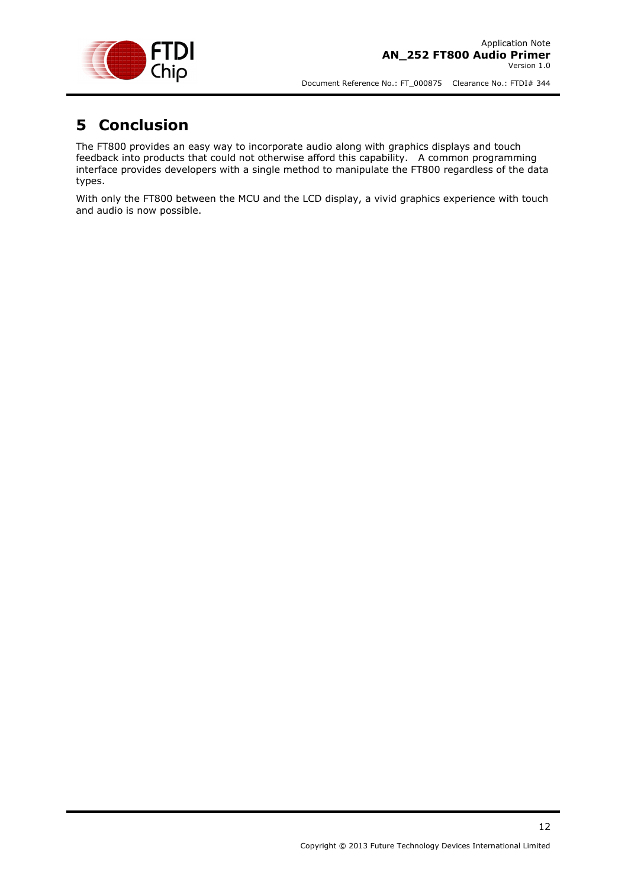# 5 Conclusion

The FT800 provides an easy way to incorporate audio along with graphics displays and touch feedback into products that could not otherwise afford this capability. A common programming interface provides developers with a single method to manipulate the FT800 regardless of the data types.

With only the FT800 between the MCU and the LCD display, a vivid graphics experience with touch and audio is now possible.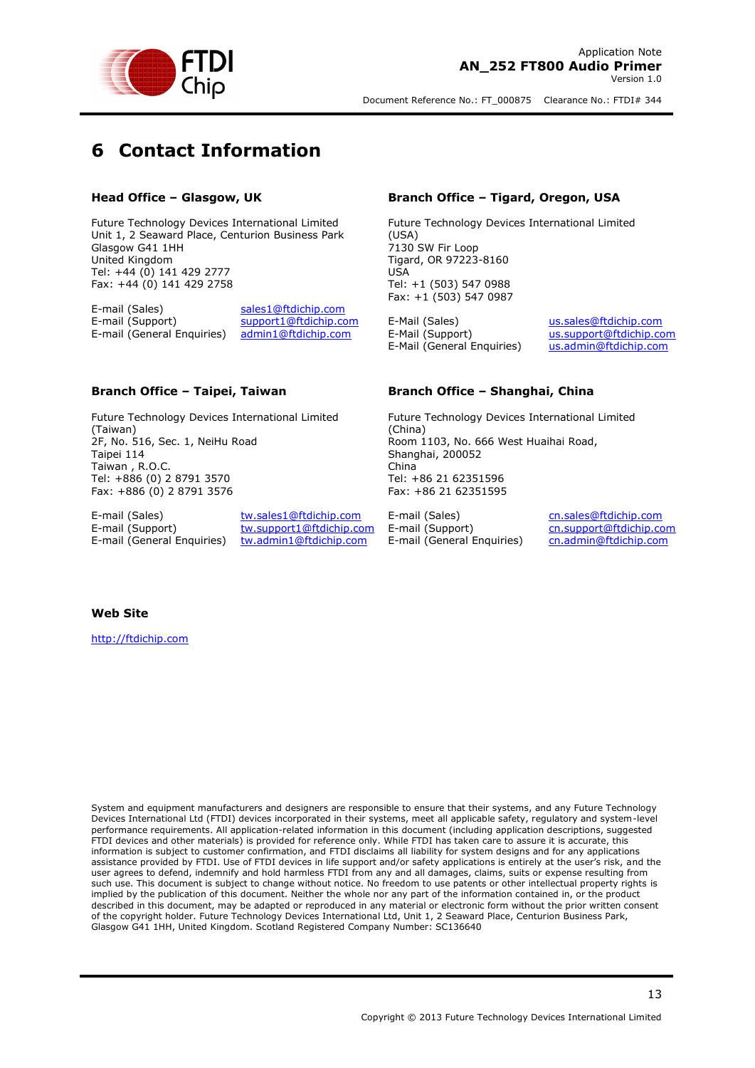# 6 Contact Information

### Head Office – Glasgow, UK

Future Technology Devices International Limited
Unit 1, 2 Seaward Place, Centurion Business Park
Glasgow G41 1HH
United Kingdom
Tel: +44 (0) 141 429 2777
Fax: +44 (0) 141 429 2758

| | |
|---|---|
| E-mail (Sales) | sales1@ftdichip.com |
| E-mail (Support) | support1@ftdichip.com |
| E-mail (General Enquiries) | admin1@ftdichip.com |

### Branch Office – Tigard, Oregon, USA

Future Technology Devices International Limited (USA)
7130 SW Fir Loop
Tigard, OR 97223-8160
USA
Tel: +1 (503) 547 0988
Fax: +1 (503) 547 0987

| | |
|---|---|
| E-Mail (Sales) | us.sales@ftdichip.com |
| E-Mail (Support) | us.support@ftdichip.com |
| E-Mail (General Enquiries) | us.admin@ftdichip.com |

### Branch Office – Taipei, Taiwan

Future Technology Devices International Limited (Taiwan)
2F, No. 516, Sec. 1, NeiHu Road
Taipei 114
Taiwan , R.O.C.
Tel: +886 (0) 2 8791 3570
Fax: +886 (0) 2 8791 3576

| | |
|---|---|
| E-mail (Sales) | tw.sales1@ftdichip.com |
| E-mail (Support) | tw.support1@ftdichip.com |
| E-mail (General Enquiries) | tw.admin1@ftdichip.com |

### Branch Office – Shanghai, China

Future Technology Devices International Limited (China)
Room 1103, No. 666 West Huaihai Road,
Shanghai, 200052
China
Tel: +86 21 62351596
Fax: +86 21 62351595

| | |
|---|---|
| E-mail (Sales) | cn.sales@ftdichip.com |
| E-mail (Support) | cn.support@ftdichip.com |
| E-mail (General Enquiries) | cn.admin@ftdichip.com |

### Web Site

http://ftdichip.com

System and equipment manufacturers and designers are responsible to ensure that their systems, and any Future Technology Devices International Ltd (FTDI) devices incorporated in their systems, meet all applicable safety, regulatory and system-level performance requirements. All application-related information in this document (including application descriptions, suggested FTDI devices and other materials) is provided for reference only. While FTDI has taken care to assure it is accurate, this information is subject to customer confirmation, and FTDI disclaims all liability for system designs and for any applications assistance provided by FTDI. Use of FTDI devices in life support and/or safety applications is entirely at the user's risk, and the user agrees to defend, indemnify and hold harmless FTDI from any and all damages, claims, suits or expense resulting from such use. This document is subject to change without notice. No freedom to use patents or other intellectual property rights is implied by the publication of this document. Neither the whole nor any part of the information contained in, or the product described in this document, may be adapted or reproduced in any material or electronic form without the prior written consent of the copyright holder. Future Technology Devices International Ltd, Unit 1, 2 Seaward Place, Centurion Business Park, Glasgow G41 1HH, United Kingdom. Scotland Registered Company Number: SC136640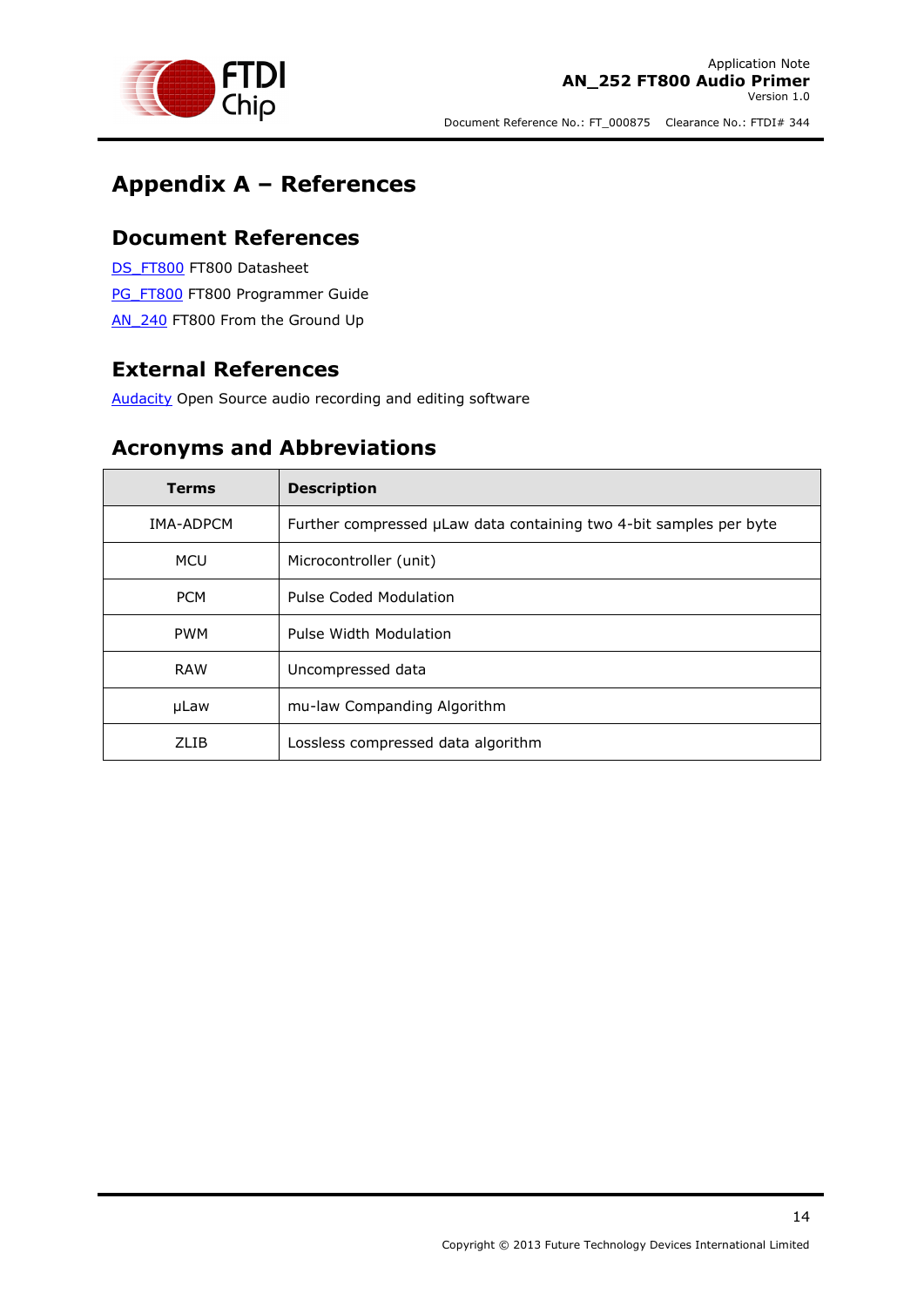# Appendix A – References

## Document References

DS_FT800 FT800 Datasheet

PG_FT800 FT800 Programmer Guide

AN_240 FT800 From the Ground Up

## External References

Audacity Open Source audio recording and editing software

## Acronyms and Abbreviations

| Terms | Description |
|---|---|
| IMA-ADPCM | Further compressed μLaw data containing two 4-bit samples per byte |
| MCU | Microcontroller (unit) |
| PCM | Pulse Coded Modulation |
| PWM | Pulse Width Modulation |
| RAW | Uncompressed data |
| μLaw | mu-law Companding Algorithm |
| ZLIB | Lossless compressed data algorithm |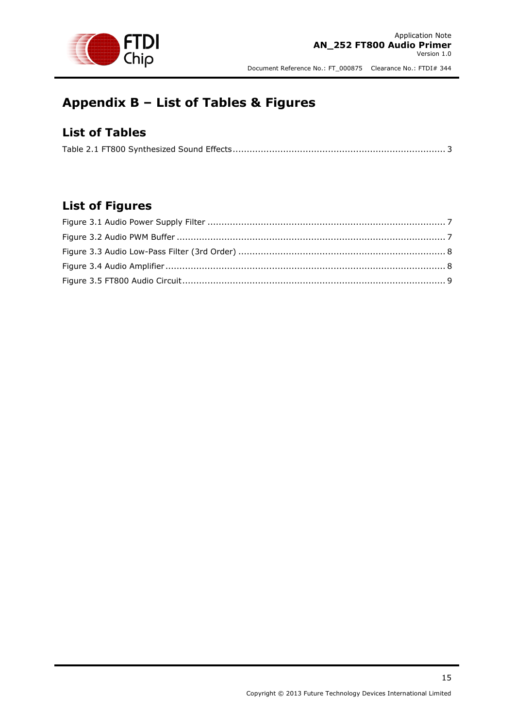# Appendix B – List of Tables & Figures

## List of Tables

Table 2.1 FT800 Synthesized Sound Effects ........................................................................... 3

## List of Figures

Figure 3.1 Audio Power Supply Filter ..................................................................................... 7

Figure 3.2 Audio PWM Buffer ................................................................................................ 7

Figure 3.3 Audio Low-Pass Filter (3rd Order) .......................................................................... 8

Figure 3.4 Audio Amplifier .................................................................................................... 8

Figure 3.5 FT800 Audio Circuit .............................................................................................. 9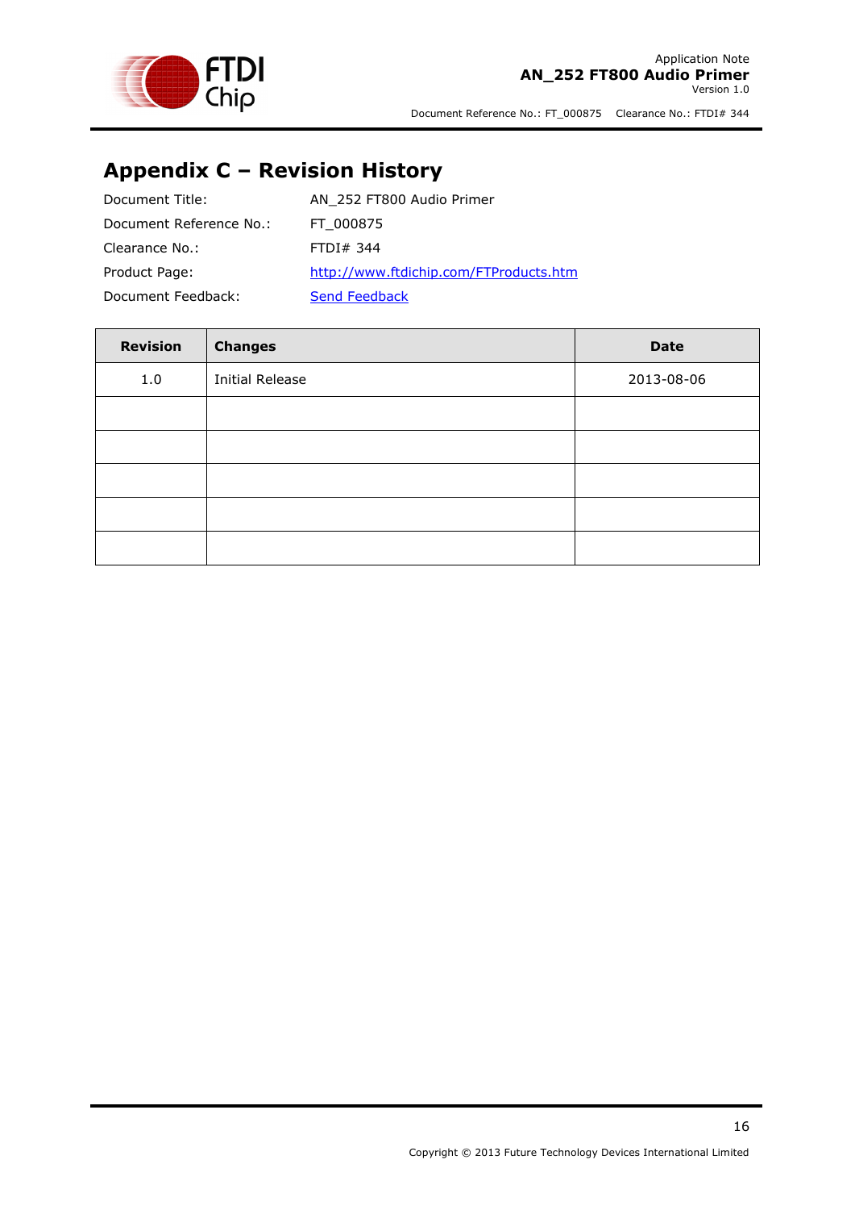# Appendix C – Revision History

Document Title: AN_252 FT800 Audio Primer

Document Reference No.: FT_000875

Clearance No.: FTDI# 344

Product Page: [http://www.ftdichip.com/FTProducts.htm](http://www.ftdichip.com/FTProducts.htm)

Document Feedback: Send Feedback

| Revision | Changes | Date |
|---|---|---|
| 1.0 | Initial Release | 2013-08-06 |
| | | |
| | | |
| | | |
| | | |
| | | |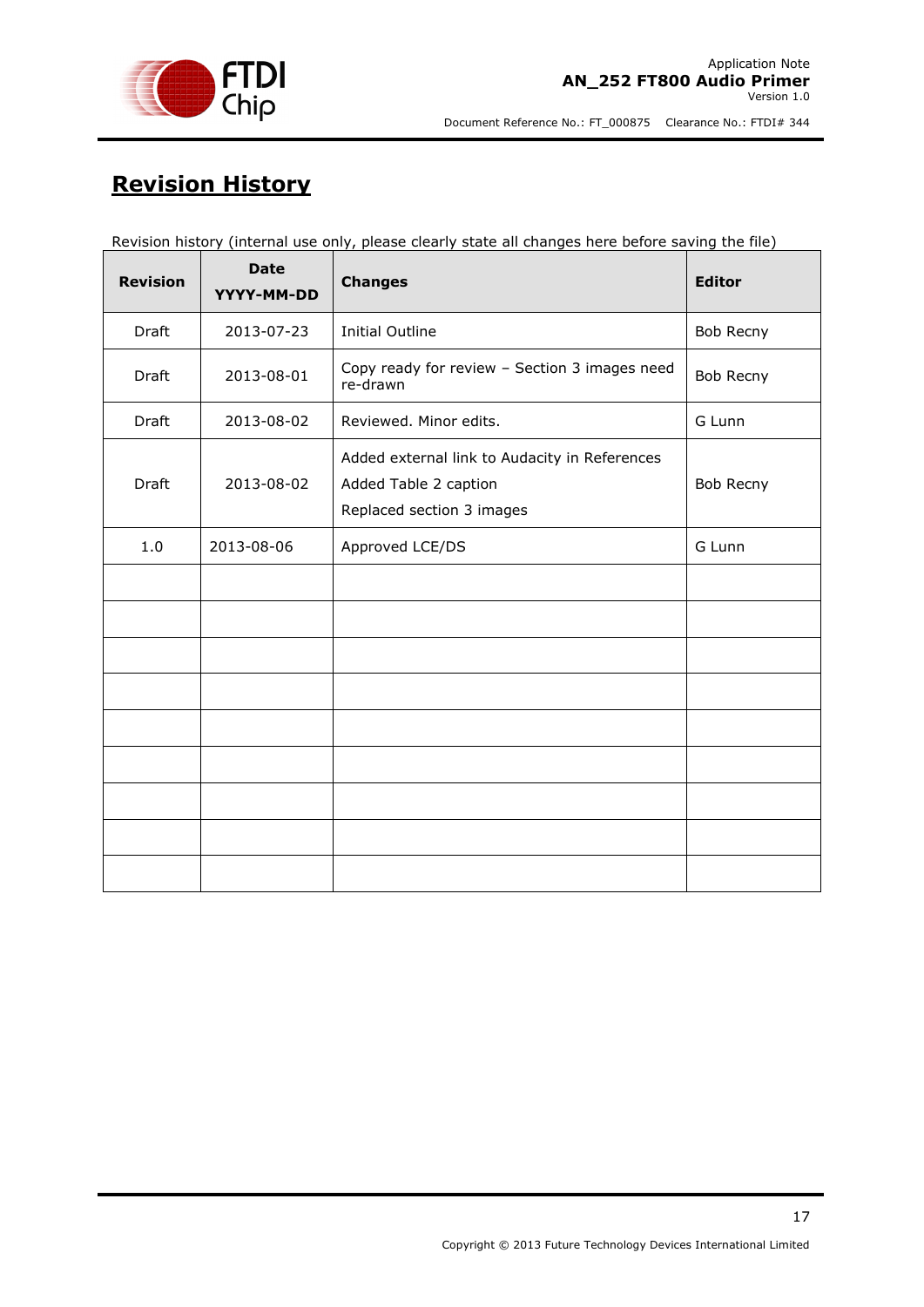# Revision History

Revision history (internal use only, please clearly state all changes here before saving the file)

| Revision | Date YYYY-MM-DD | Changes | Editor |
|---|---|---|---|
| Draft | 2013-07-23 | Initial Outline | Bob Recny |
| Draft | 2013-08-01 | Copy ready for review – Section 3 images need re-drawn | Bob Recny |
| Draft | 2013-08-02 | Reviewed. Minor edits. | G Lunn |
| Draft | 2013-08-02 | Added external link to Audacity in References<br>Added Table 2 caption<br>Replaced section 3 images | Bob Recny |
| 1.0 | 2013-08-06 | Approved LCE/DS | G Lunn |
| | | | |
| | | | |
| | | | |
| | | | |
| | | | |
| | | | |
| | | | |
| | | | |
| | | | |